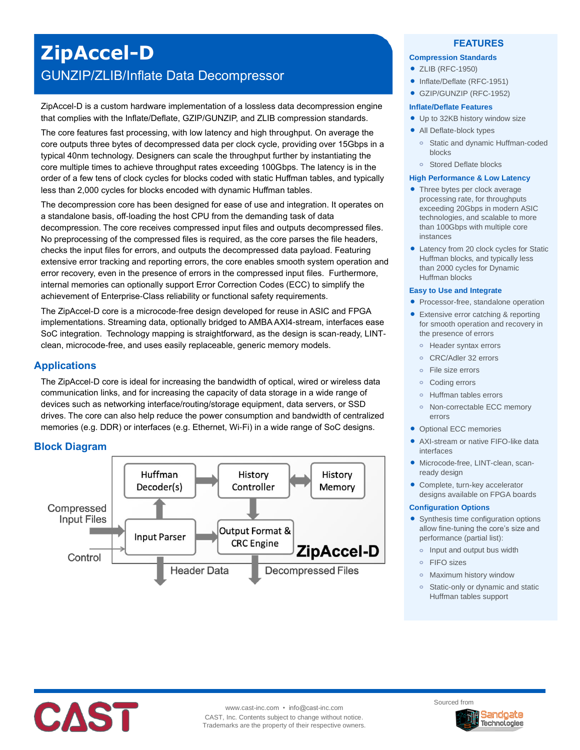# ZipAccel-D

## GUNZIP/ZLIB/Inflate Data Decompressor

ZipAccel-D is a custom hardware implementation of a lossless data decompression engine that complies with the Inflate/Deflate, GZIP/GUNZIP, and ZLIB compression standards.

The core features fast processing, with low latency and high throughput. On average the core outputs three bytes of decompressed data per clock cycle, providing over 15Gbps in a typical 40nm technology. Designers can scale the throughput further by instantiating the core multiple times to achieve throughput rates exceeding 100Gbps. The latency is in the order of a few tens of clock cycles for blocks coded with static Huffman tables, and typically less than 2,000 cycles for blocks encoded with dynamic Huffman tables.

The decompression core has been designed for ease of use and integration. It operates on a standalone basis, off-loading the host CPU from the demanding task of data decompression. The core receives compressed input files and outputs decompressed files. No preprocessing of the compressed files is required, as the core parses the file headers, checks the input files for errors, and outputs the decompressed data payload. Featuring extensive error tracking and reporting errors, the core enables smooth system operation and error recovery, even in the presence of errors in the compressed input files. Furthermore, internal memories can optionally support Error Correction Codes (ECC) to simplify the achievement of Enterprise-Class reliability or functional safety requirements.

The ZipAccel-D core is a microcode-free design developed for reuse in ASIC and FPGA implementations. Streaming data, optionally bridged to AMBA AXI4-stream, interfaces ease SoC integration. Technology mapping is straightforward, as the design is scan-ready, LINT-clean, microcode-free, and uses easily replaceable, generic memory models.

## Applications

The ZipAccel-D core is ideal for increasing the bandwidth of optical, wired or wireless data communication links, and for increasing the capacity of data storage in a wide range of devices such as networking interface/routing/storage equipment, data servers, or SSD drives. The core can also help reduce the power consumption and bandwidth of centralized memories (e.g. DDR) or interfaces (e.g. Ethernet, Wi-Fi) in a wide range of SoC designs.

## Block Diagram

Compressed Input Files → Input Parser; Control → Input Parser; Input Parser → Huffman Decoder(s); Input Parser → Output Format & CRC Engine; Input Parser → Header Data; Huffman Decoder(s) → History Controller; History Controller ↔ History Memory; History Controller → Output Format & CRC Engine; Output Format & CRC Engine → Decompressed Files. (ZipAccel-D)

## FEATURES

### Compression Standards

- ZLIB (RFC-1950)
- Inflate/Deflate (RFC-1951)
- GZIP/GUNZIP (RFC-1952)

### Inflate/Deflate Features

- Up to 32KB history window size
- All Deflate-block types
  - Static and dynamic Huffman-coded blocks
  - Stored Deflate blocks

### High Performance & Low Latency

- Three bytes per clock average processing rate, for throughputs exceeding 20Gbps in modern ASIC technologies, and scalable to more than 100Gbps with multiple core instances
- Latency from 20 clock cycles for Static Huffman blocks, and typically less than 2000 cycles for Dynamic Huffman blocks

### Easy to Use and Integrate

- Processor-free, standalone operation
- Extensive error catching & reporting for smooth operation and recovery in the presence of errors
  - Header syntax errors
  - CRC/Adler 32 errors
  - File size errors
  - Coding errors
  - Huffman tables errors
  - Non-correctable ECC memory errors
- Optional ECC memories
- AXI-stream or native FIFO-like data interfaces
- Microcode-free, LINT-clean, scan-ready design
- Complete, turn-key accelerator designs available on FPGA boards

### Configuration Options

- Synthesis time configuration options allow fine-tuning the core's size and performance (partial list):
  - Input and output bus width
  - FIFO sizes
  - Maximum history window
  - Static-only or dynamic and static Huffman tables support

CAST

www.cast-inc.com • info@cast-inc.com
CAST, Inc. Contents subject to change without notice.
Trademarks are the property of their respective owners.

Sourced from Sandgate Technologies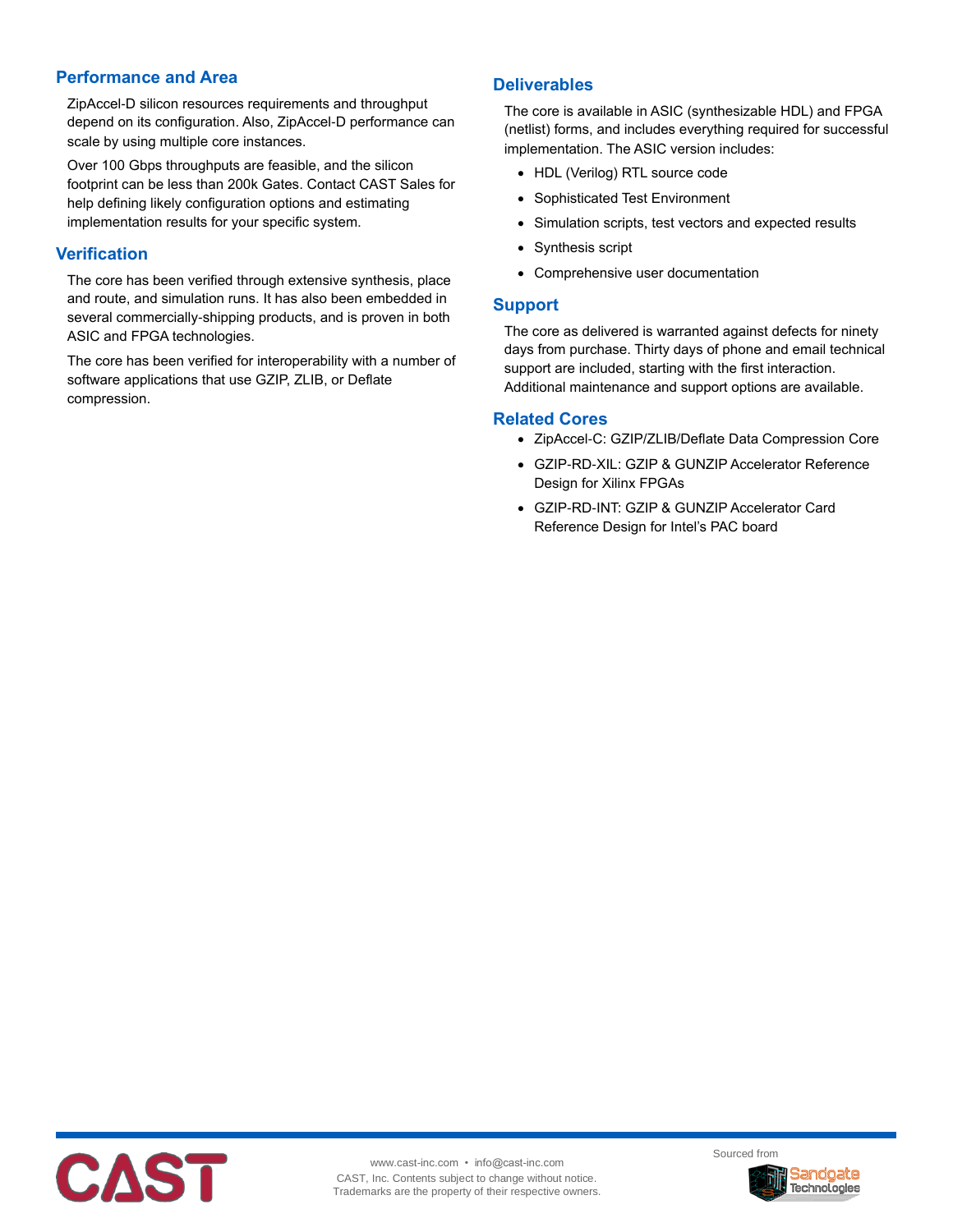## Performance and Area

ZipAccel-D silicon resources requirements and throughput depend on its configuration. Also, ZipAccel-D performance can scale by using multiple core instances.

Over 100 Gbps throughputs are feasible, and the silicon footprint can be less than 200k Gates. Contact CAST Sales for help defining likely configuration options and estimating implementation results for your specific system.

## Verification

The core has been verified through extensive synthesis, place and route, and simulation runs. It has also been embedded in several commercially-shipping products, and is proven in both ASIC and FPGA technologies.

The core has been verified for interoperability with a number of software applications that use GZIP, ZLIB, or Deflate compression.

## Deliverables

The core is available in ASIC (synthesizable HDL) and FPGA (netlist) forms, and includes everything required for successful implementation. The ASIC version includes:

- HDL (Verilog) RTL source code
- Sophisticated Test Environment
- Simulation scripts, test vectors and expected results
- Synthesis script
- Comprehensive user documentation

## Support

The core as delivered is warranted against defects for ninety days from purchase. Thirty days of phone and email technical support are included, starting with the first interaction. Additional maintenance and support options are available.

## Related Cores

- ZipAccel-C: GZIP/ZLIB/Deflate Data Compression Core
- GZIP-RD-XIL: GZIP & GUNZIP Accelerator Reference Design for Xilinx FPGAs
- GZIP-RD-INT: GZIP & GUNZIP Accelerator Card Reference Design for Intel's PAC board

www.cast-inc.com • info@cast-inc.com
CAST, Inc. Contents subject to change without notice.
Trademarks are the property of their respective owners.

Sourced from Sandgate Technologies